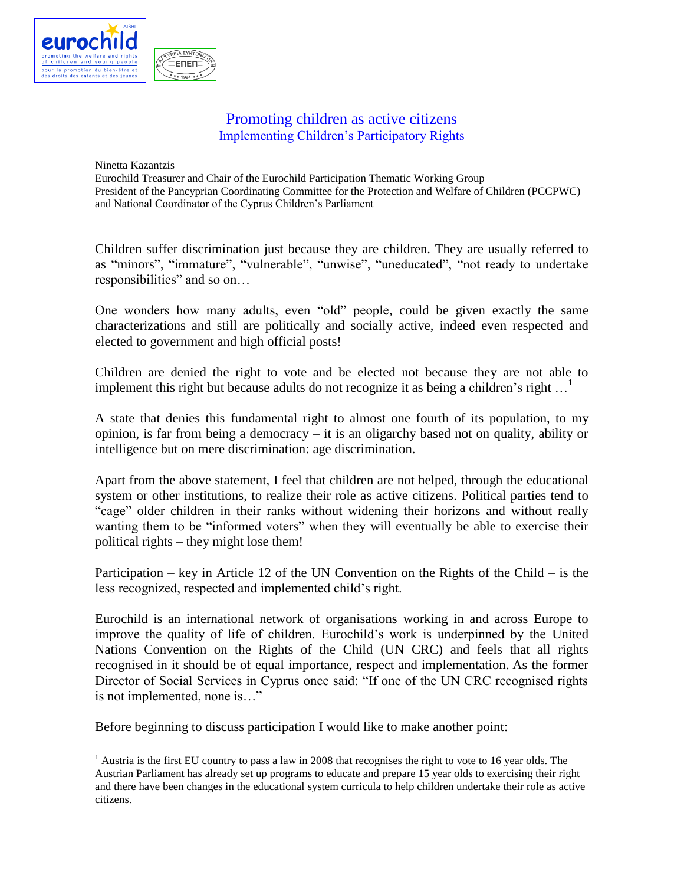# Promoting children as active citizens

## Implementing Children's Participatory Rights

Ninetta Kazantzis
Eurochild Treasurer and Chair of the Eurochild Participation Thematic Working Group
President of the Pancyprian Coordinating Committee for the Protection and Welfare of Children (PCCPWC) and National Coordinator of the Cyprus Children's Parliament

Children suffer discrimination just because they are children. They are usually referred to as "minors", "immature", "vulnerable", "unwise", "uneducated", "not ready to undertake responsibilities" and so on…

One wonders how many adults, even "old" people, could be given exactly the same characterizations and still are politically and socially active, indeed even respected and elected to government and high official posts!

Children are denied the right to vote and be elected not because they are not able to implement this right but because adults do not recognize it as being a children's right …[1]

A state that denies this fundamental right to almost one fourth of its population, to my opinion, is far from being a democracy – it is an oligarchy based not on quality, ability or intelligence but on mere discrimination: age discrimination.

Apart from the above statement, I feel that children are not helped, through the educational system or other institutions, to realize their role as active citizens. Political parties tend to "cage" older children in their ranks without widening their horizons and without really wanting them to be "informed voters" when they will eventually be able to exercise their political rights – they might lose them!

Participation – key in Article 12 of the UN Convention on the Rights of the Child – is the less recognized, respected and implemented child's right.

Eurochild is an international network of organisations working in and across Europe to improve the quality of life of children. Eurochild's work is underpinned by the United Nations Convention on the Rights of the Child (UN CRC) and feels that all rights recognised in it should be of equal importance, respect and implementation. As the former Director of Social Services in Cyprus once said: "If one of the UN CRC recognised rights is not implemented, none is…"

Before beginning to discuss participation I would like to make another point:

[1] Austria is the first EU country to pass a law in 2008 that recognises the right to vote to 16 year olds. The Austrian Parliament has already set up programs to educate and prepare 15 year olds to exercising their right and there have been changes in the educational system curricula to help children undertake their role as active citizens.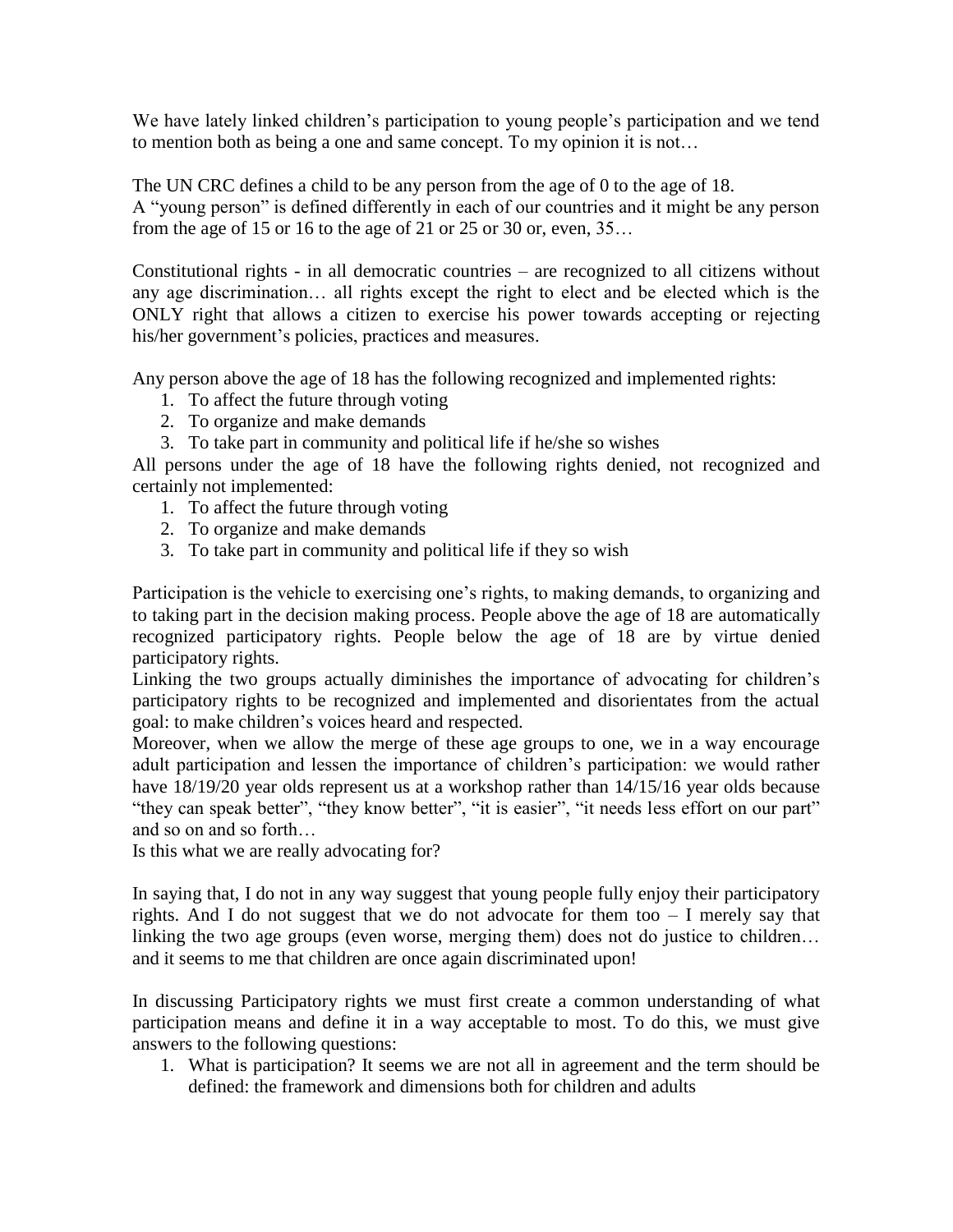We have lately linked children's participation to young people's participation and we tend to mention both as being a one and same concept. To my opinion it is not…

The UN CRC defines a child to be any person from the age of 0 to the age of 18.
A "young person" is defined differently in each of our countries and it might be any person from the age of 15 or 16 to the age of 21 or 25 or 30 or, even, 35…

Constitutional rights - in all democratic countries – are recognized to all citizens without any age discrimination… all rights except the right to elect and be elected which is the ONLY right that allows a citizen to exercise his power towards accepting or rejecting his/her government's policies, practices and measures.

Any person above the age of 18 has the following recognized and implemented rights:

1. To affect the future through voting
2. To organize and make demands
3. To take part in community and political life if he/she so wishes

All persons under the age of 18 have the following rights denied, not recognized and certainly not implemented:

1. To affect the future through voting
2. To organize and make demands
3. To take part in community and political life if they so wish

Participation is the vehicle to exercising one's rights, to making demands, to organizing and to taking part in the decision making process. People above the age of 18 are automatically recognized participatory rights. People below the age of 18 are by virtue denied participatory rights.
Linking the two groups actually diminishes the importance of advocating for children's participatory rights to be recognized and implemented and disorientates from the actual goal: to make children's voices heard and respected.
Moreover, when we allow the merge of these age groups to one, we in a way encourage adult participation and lessen the importance of children's participation: we would rather have 18/19/20 year olds represent us at a workshop rather than 14/15/16 year olds because "they can speak better", "they know better", "it is easier", "it needs less effort on our part" and so on and so forth…
Is this what we are really advocating for?

In saying that, I do not in any way suggest that young people fully enjoy their participatory rights. And I do not suggest that we do not advocate for them too – I merely say that linking the two age groups (even worse, merging them) does not do justice to children… and it seems to me that children are once again discriminated upon!

In discussing Participatory rights we must first create a common understanding of what participation means and define it in a way acceptable to most. To do this, we must give answers to the following questions:

1. What is participation? It seems we are not all in agreement and the term should be defined: the framework and dimensions both for children and adults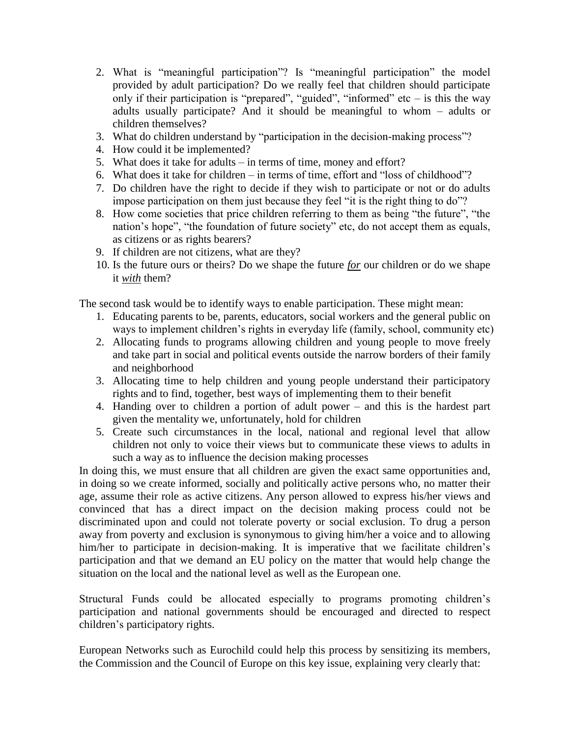2. What is "meaningful participation"? Is "meaningful participation" the model provided by adult participation? Do we really feel that children should participate only if their participation is "prepared", "guided", "informed" etc – is this the way adults usually participate? And it should be meaningful to whom – adults or children themselves?
3. What do children understand by "participation in the decision-making process"?
4. How could it be implemented?
5. What does it take for adults – in terms of time, money and effort?
6. What does it take for children – in terms of time, effort and "loss of childhood"?
7. Do children have the right to decide if they wish to participate or not or do adults impose participation on them just because they feel "it is the right thing to do"?
8. How come societies that price children referring to them as being "the future", "the nation's hope", "the foundation of future society" etc, do not accept them as equals, as citizens or as rights bearers?
9. If children are not citizens, what are they?
10. Is the future ours or theirs? Do we shape the future ***for*** our children or do we shape it ***with*** them?

The second task would be to identify ways to enable participation. These might mean:

1. Educating parents to be, parents, educators, social workers and the general public on ways to implement children's rights in everyday life (family, school, community etc)
2. Allocating funds to programs allowing children and young people to move freely and take part in social and political events outside the narrow borders of their family and neighborhood
3. Allocating time to help children and young people understand their participatory rights and to find, together, best ways of implementing them to their benefit
4. Handing over to children a portion of adult power – and this is the hardest part given the mentality we, unfortunately, hold for children
5. Create such circumstances in the local, national and regional level that allow children not only to voice their views but to communicate these views to adults in such a way as to influence the decision making processes

In doing this, we must ensure that all children are given the exact same opportunities and, in doing so we create informed, socially and politically active persons who, no matter their age, assume their role as active citizens. Any person allowed to express his/her views and convinced that has a direct impact on the decision making process could not be discriminated upon and could not tolerate poverty or social exclusion. To drug a person away from poverty and exclusion is synonymous to giving him/her a voice and to allowing him/her to participate in decision-making. It is imperative that we facilitate children's participation and that we demand an EU policy on the matter that would help change the situation on the local and the national level as well as the European one.

Structural Funds could be allocated especially to programs promoting children's participation and national governments should be encouraged and directed to respect children's participatory rights.

European Networks such as Eurochild could help this process by sensitizing its members, the Commission and the Council of Europe on this key issue, explaining very clearly that: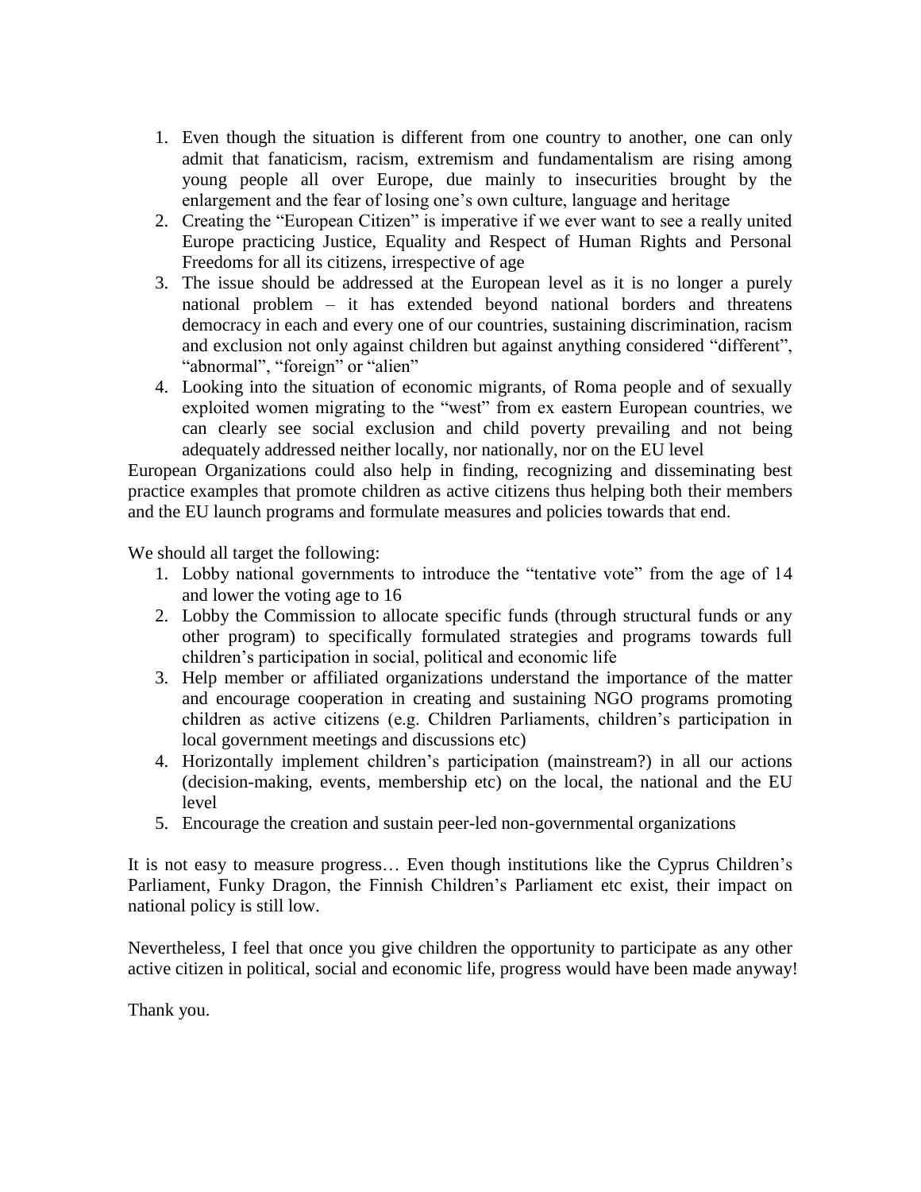1. Even though the situation is different from one country to another, one can only admit that fanaticism, racism, extremism and fundamentalism are rising among young people all over Europe, due mainly to insecurities brought by the enlargement and the fear of losing one's own culture, language and heritage
2. Creating the "European Citizen" is imperative if we ever want to see a really united Europe practicing Justice, Equality and Respect of Human Rights and Personal Freedoms for all its citizens, irrespective of age
3. The issue should be addressed at the European level as it is no longer a purely national problem – it has extended beyond national borders and threatens democracy in each and every one of our countries, sustaining discrimination, racism and exclusion not only against children but against anything considered "different", "abnormal", "foreign" or "alien"
4. Looking into the situation of economic migrants, of Roma people and of sexually exploited women migrating to the "west" from ex eastern European countries, we can clearly see social exclusion and child poverty prevailing and not being adequately addressed neither locally, nor nationally, nor on the EU level

European Organizations could also help in finding, recognizing and disseminating best practice examples that promote children as active citizens thus helping both their members and the EU launch programs and formulate measures and policies towards that end.

We should all target the following:

1. Lobby national governments to introduce the "tentative vote" from the age of 14 and lower the voting age to 16
2. Lobby the Commission to allocate specific funds (through structural funds or any other program) to specifically formulated strategies and programs towards full children's participation in social, political and economic life
3. Help member or affiliated organizations understand the importance of the matter and encourage cooperation in creating and sustaining NGO programs promoting children as active citizens (e.g. Children Parliaments, children's participation in local government meetings and discussions etc)
4. Horizontally implement children's participation (mainstream?) in all our actions (decision-making, events, membership etc) on the local, the national and the EU level
5. Encourage the creation and sustain peer-led non-governmental organizations

It is not easy to measure progress… Even though institutions like the Cyprus Children's Parliament, Funky Dragon, the Finnish Children's Parliament etc exist, their impact on national policy is still low.

Nevertheless, I feel that once you give children the opportunity to participate as any other active citizen in political, social and economic life, progress would have been made anyway!

Thank you.